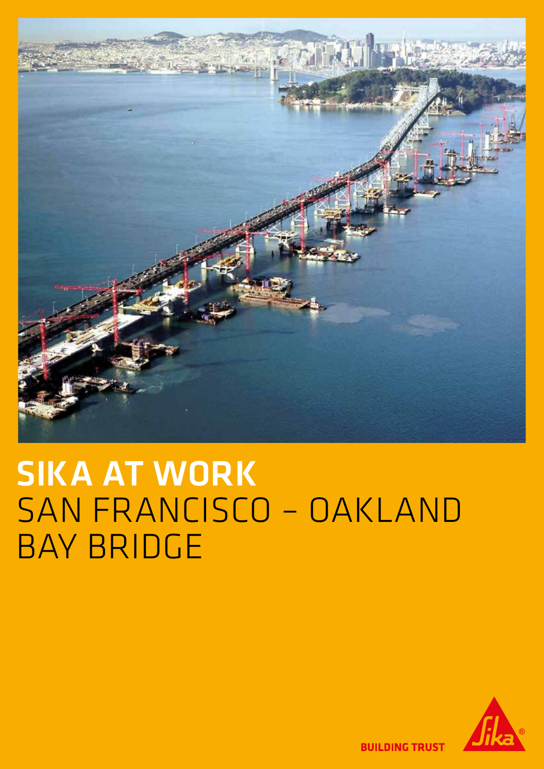# SIKA AT WORK
# SAN FRANCISCO – OAKLAND BAY BRIDGE

BUILDING TRUST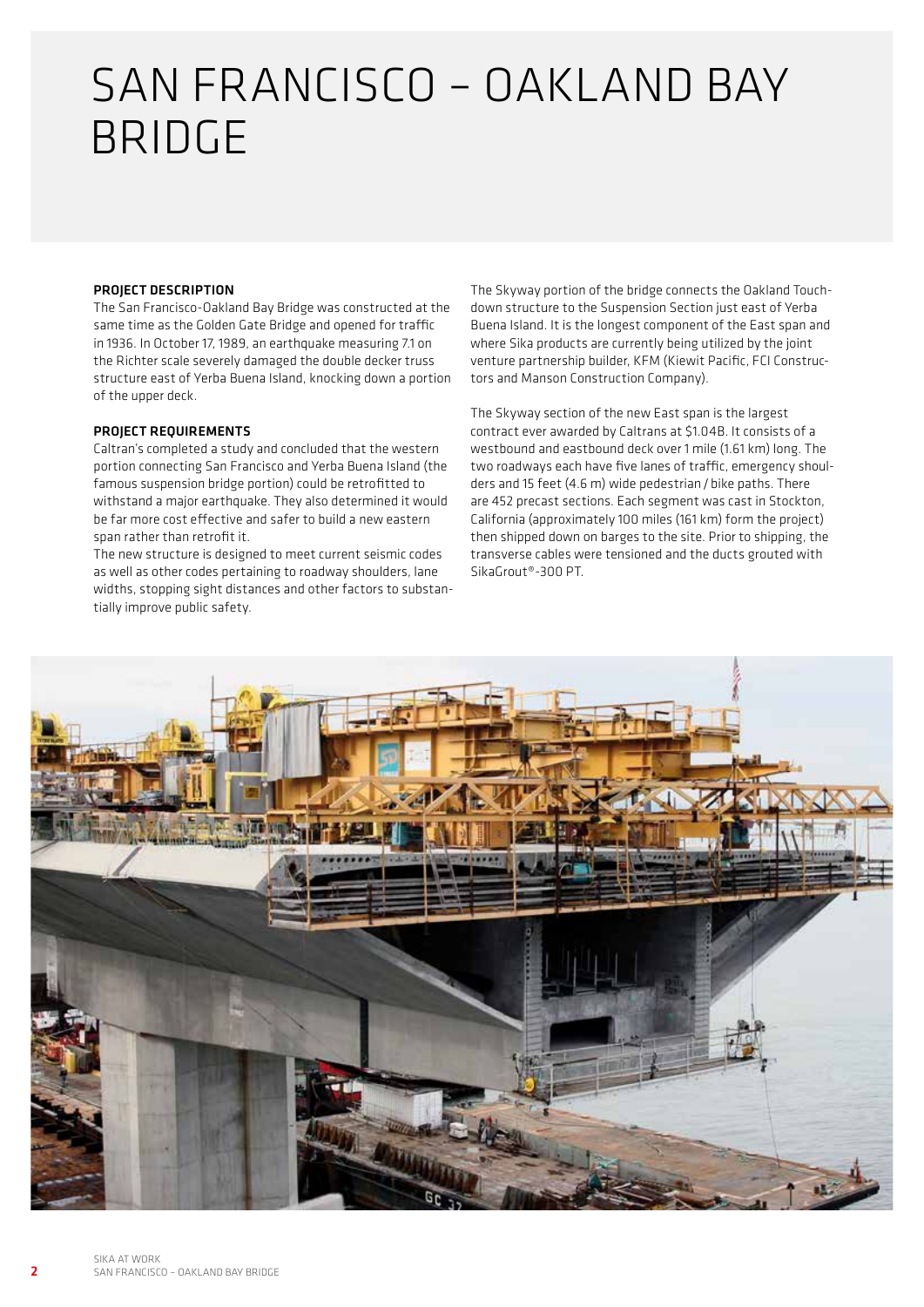# SAN FRANCISCO – OAKLAND BAY BRIDGE

**PROJECT DESCRIPTION**

The San Francisco-Oakland Bay Bridge was constructed at the same time as the Golden Gate Bridge and opened for traffic in 1936. In October 17, 1989, an earthquake measuring 7.1 on the Richter scale severely damaged the double decker truss structure east of Yerba Buena Island, knocking down a portion of the upper deck.

**PROJECT REQUIREMENTS**

Caltran's completed a study and concluded that the western portion connecting San Francisco and Yerba Buena Island (the famous suspension bridge portion) could be retrofitted to withstand a major earthquake. They also determined it would be far more cost effective and safer to build a new eastern span rather than retrofit it.

The new structure is designed to meet current seismic codes as well as other codes pertaining to roadway shoulders, lane widths, stopping sight distances and other factors to substantially improve public safety.

The Skyway portion of the bridge connects the Oakland Touchdown structure to the Suspension Section just east of Yerba Buena Island. It is the longest component of the East span and where Sika products are currently being utilized by the joint venture partnership builder, KFM (Kiewit Pacific, FCI Constructors and Manson Construction Company).

The Skyway section of the new East span is the largest contract ever awarded by Caltrans at $1.04B. It consists of a westbound and eastbound deck over 1 mile (1.61 km) long. The two roadways each have five lanes of traffic, emergency shoulders and 15 feet (4.6 m) wide pedestrian / bike paths. There are 452 precast sections. Each segment was cast in Stockton, California (approximately 100 miles (161 km) form the project) then shipped down on barges to the site. Prior to shipping, the transverse cables were tensioned and the ducts grouted with SikaGrout®-300 PT.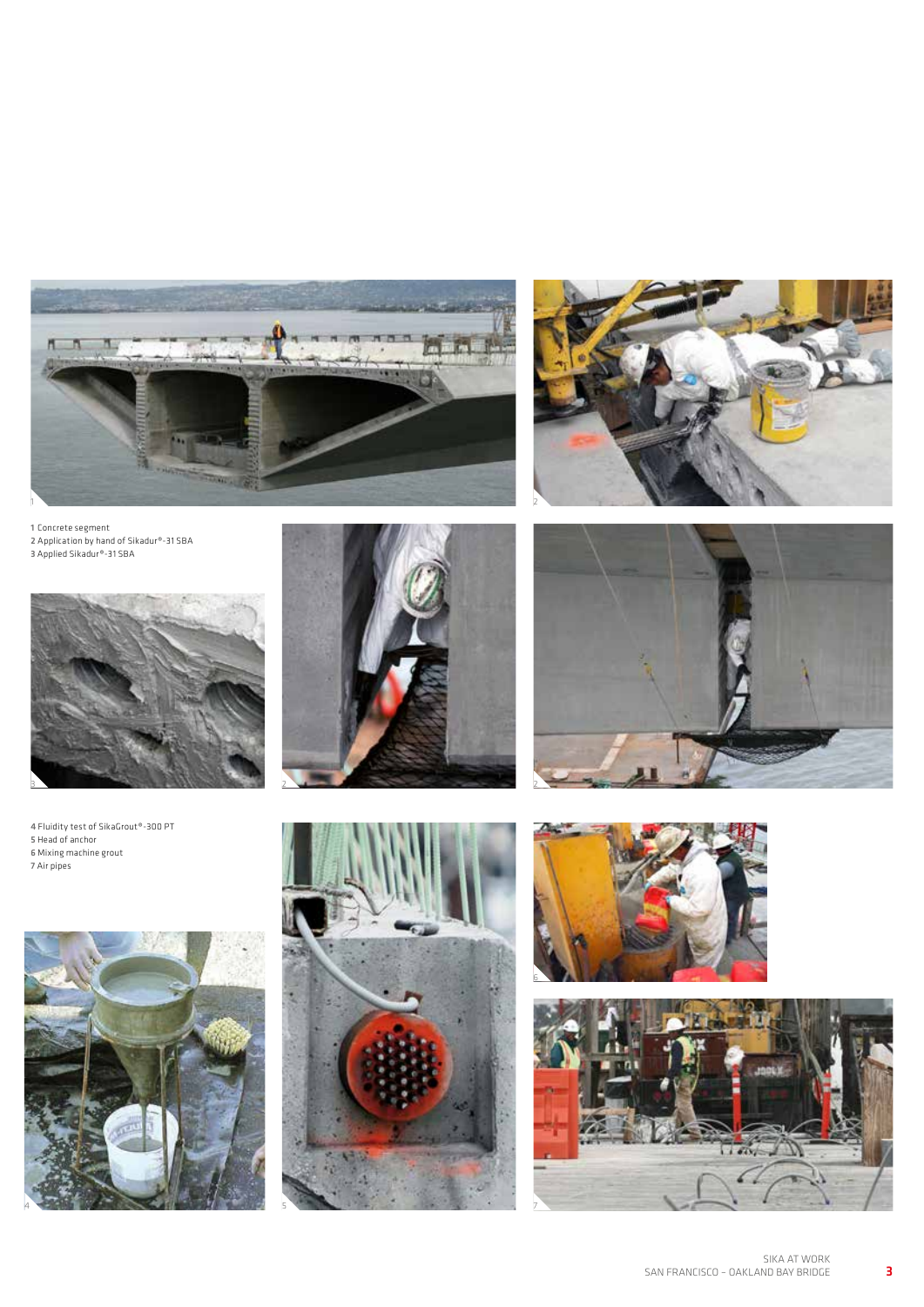1 Concrete segment
2 Application by hand of Sikadur®-31 SBA
3 Applied Sikadur®-31 SBA

4 Fluidity test of SikaGrout®-300 PT
5 Head of anchor
6 Mixing machine grout
7 Air pipes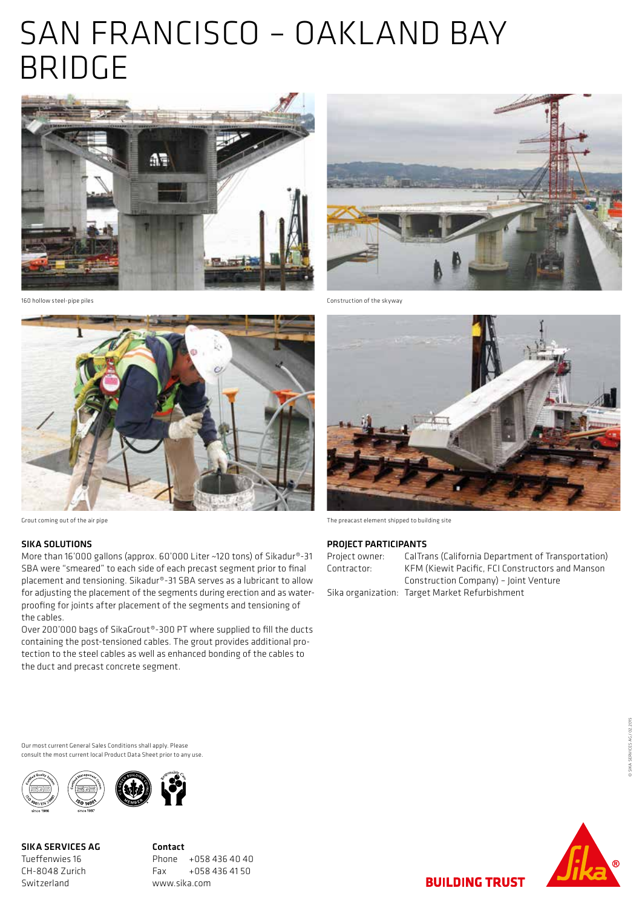# SAN FRANCISCO – OAKLAND BAY BRIDGE

160 hollow steel-pipe piles

Construction of the skyway

Grout coming out of the air pipe

The preacast element shipped to building site

## SIKA SOLUTIONS

More than 16'000 gallons (approx. 60'000 Liter ~120 tons) of Sikadur®-31 SBA were "smeared" to each side of each precast segment prior to final placement and tensioning. Sikadur®-31 SBA serves as a lubricant to allow for adjusting the placement of the segments during erection and as waterproofing for joints after placement of the segments and tensioning of the cables.

Over 200'000 bags of SikaGrout®-300 PT where supplied to fill the ducts containing the post-tensioned cables. The grout provides additional protection to the steel cables as well as enhanced bonding of the cables to the duct and precast concrete segment.

## PROJECT PARTICIPANTS

| | |
|---|---|
| Project owner: | CalTrans (California Department of Transportation) |
| Contractor: | KFM (Kiewit Pacific, FCI Constructors and Manson Construction Company) – Joint Venture |
| Sika organization: | Target Market Refurbishment |

Our most current General Sales Conditions shall apply. Please consult the most current local Product Data Sheet prior to any use.

© SIKA SERVICES AG / 02.2015

**SIKA SERVICES AG**
Tueffenwies 16
CH-8048 Zurich
Switzerland

**Contact**
Phone +058 436 40 40
Fax +058 436 41 50
www.sika.com

**BUILDING TRUST**